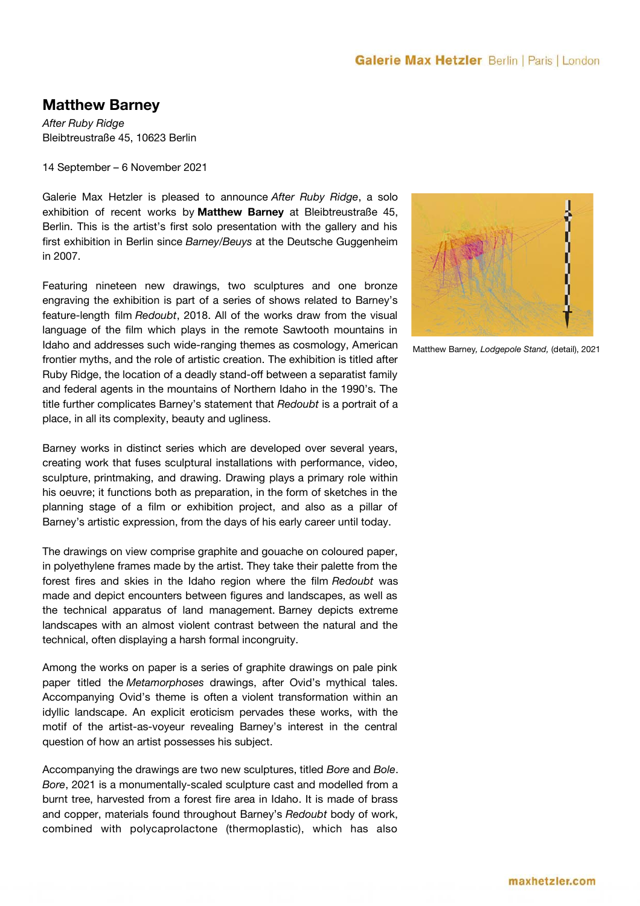# Matthew Barney

*After Ruby Ridge*
Bleibtreustraße 45, 10623 Berlin

14 September – 6 November 2021

Galerie Max Hetzler is pleased to announce *After Ruby Ridge*, a solo exhibition of recent works by **Matthew Barney** at Bleibtreustraße 45, Berlin. This is the artist's first solo presentation with the gallery and his first exhibition in Berlin since *Barney/Beuys* at the Deutsche Guggenheim in 2007.

Featuring nineteen new drawings, two sculptures and one bronze engraving the exhibition is part of a series of shows related to Barney's feature-length film *Redoubt*, 2018. All of the works draw from the visual language of the film which plays in the remote Sawtooth mountains in Idaho and addresses such wide-ranging themes as cosmology, American frontier myths, and the role of artistic creation. The exhibition is titled after Ruby Ridge, the location of a deadly stand-off between a separatist family and federal agents in the mountains of Northern Idaho in the 1990's. The title further complicates Barney's statement that *Redoubt* is a portrait of a place, in all its complexity, beauty and ugliness.

Matthew Barney, *Lodgepole Stand*, (detail), 2021

Barney works in distinct series which are developed over several years, creating work that fuses sculptural installations with performance, video, sculpture, printmaking, and drawing. Drawing plays a primary role within his oeuvre; it functions both as preparation, in the form of sketches in the planning stage of a film or exhibition project, and also as a pillar of Barney's artistic expression, from the days of his early career until today.

The drawings on view comprise graphite and gouache on coloured paper, in polyethylene frames made by the artist. They take their palette from the forest fires and skies in the Idaho region where the film *Redoubt* was made and depict encounters between figures and landscapes, as well as the technical apparatus of land management. Barney depicts extreme landscapes with an almost violent contrast between the natural and the technical, often displaying a harsh formal incongruity.

Among the works on paper is a series of graphite drawings on pale pink paper titled the *Metamorphoses* drawings, after Ovid's mythical tales. Accompanying Ovid's theme is often a violent transformation within an idyllic landscape. An explicit eroticism pervades these works, with the motif of the artist-as-voyeur revealing Barney's interest in the central question of how an artist possesses his subject.

Accompanying the drawings are two new sculptures, titled *Bore* and *Bole*. *Bore*, 2021 is a monumentally-scaled sculpture cast and modelled from a burnt tree, harvested from a forest fire area in Idaho. It is made of brass and copper, materials found throughout Barney's *Redoubt* body of work, combined with polycaprolactone (thermoplastic), which has also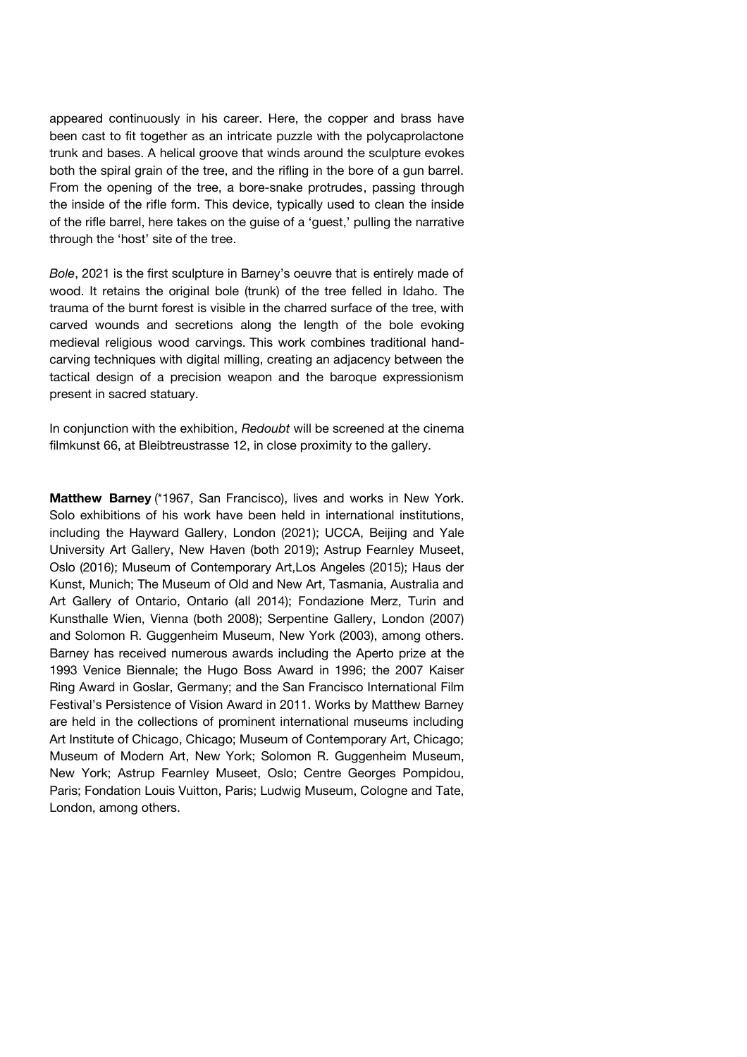appeared continuously in his career. Here, the copper and brass have been cast to fit together as an intricate puzzle with the polycaprolactone trunk and bases. A helical groove that winds around the sculpture evokes both the spiral grain of the tree, and the rifling in the bore of a gun barrel. From the opening of the tree, a bore-snake protrudes, passing through the inside of the rifle form. This device, typically used to clean the inside of the rifle barrel, here takes on the guise of a 'guest,' pulling the narrative through the 'host' site of the tree.

*Bole*, 2021 is the first sculpture in Barney's oeuvre that is entirely made of wood. It retains the original bole (trunk) of the tree felled in Idaho. The trauma of the burnt forest is visible in the charred surface of the tree, with carved wounds and secretions along the length of the bole evoking medieval religious wood carvings. This work combines traditional hand-carving techniques with digital milling, creating an adjacency between the tactical design of a precision weapon and the baroque expressionism present in sacred statuary.

In conjunction with the exhibition, *Redoubt* will be screened at the cinema filmkunst 66, at Bleibtreustrasse 12, in close proximity to the gallery.

**Matthew Barney** (*1967, San Francisco), lives and works in New York. Solo exhibitions of his work have been held in international institutions, including the Hayward Gallery, London (2021); UCCA, Beijing and Yale University Art Gallery, New Haven (both 2019); Astrup Fearnley Museet, Oslo (2016); Museum of Contemporary Art,Los Angeles (2015); Haus der Kunst, Munich; The Museum of Old and New Art, Tasmania, Australia and Art Gallery of Ontario, Ontario (all 2014); Fondazione Merz, Turin and Kunsthalle Wien, Vienna (both 2008); Serpentine Gallery, London (2007) and Solomon R. Guggenheim Museum, New York (2003), among others. Barney has received numerous awards including the Aperto prize at the 1993 Venice Biennale; the Hugo Boss Award in 1996; the 2007 Kaiser Ring Award in Goslar, Germany; and the San Francisco International Film Festival's Persistence of Vision Award in 2011. Works by Matthew Barney are held in the collections of prominent international museums including Art Institute of Chicago, Chicago; Museum of Contemporary Art, Chicago; Museum of Modern Art, New York; Solomon R. Guggenheim Museum, New York; Astrup Fearnley Museet, Oslo; Centre Georges Pompidou, Paris; Fondation Louis Vuitton, Paris; Ludwig Museum, Cologne and Tate, London, among others.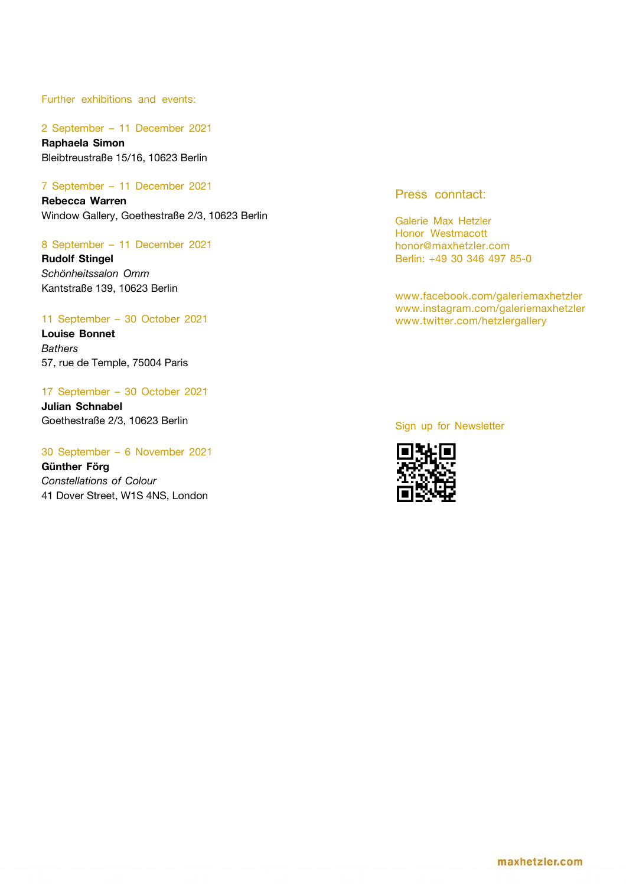Further exhibitions and events:

2 September – 11 December 2021
**Raphaela Simon**
Bleibtreustraße 15/16, 10623 Berlin

7 September – 11 December 2021
**Rebecca Warren**
Window Gallery, Goethestraße 2/3, 10623 Berlin

8 September – 11 December 2021
**Rudolf Stingel**
*Schönheitssalon Omm*
Kantstraße 139, 10623 Berlin

11 September – 30 October 2021
**Louise Bonnet**
*Bathers*
57, rue de Temple, 75004 Paris

17 September – 30 October 2021
**Julian Schnabel**
Goethestraße 2/3, 10623 Berlin

30 September – 6 November 2021
**Günther Förg**
*Constellations of Colour*
41 Dover Street, W1S 4NS, London

Press conntact:

Galerie Max Hetzler
Honor Westmacott
honor@maxhetzler.com
Berlin: +49 30 346 497 85-0

www.facebook.com/galeriemaxhetzler
www.instagram.com/galeriemaxhetzler
www.twitter.com/hetzlergallery

Sign up for Newsletter

maxhetzler.com